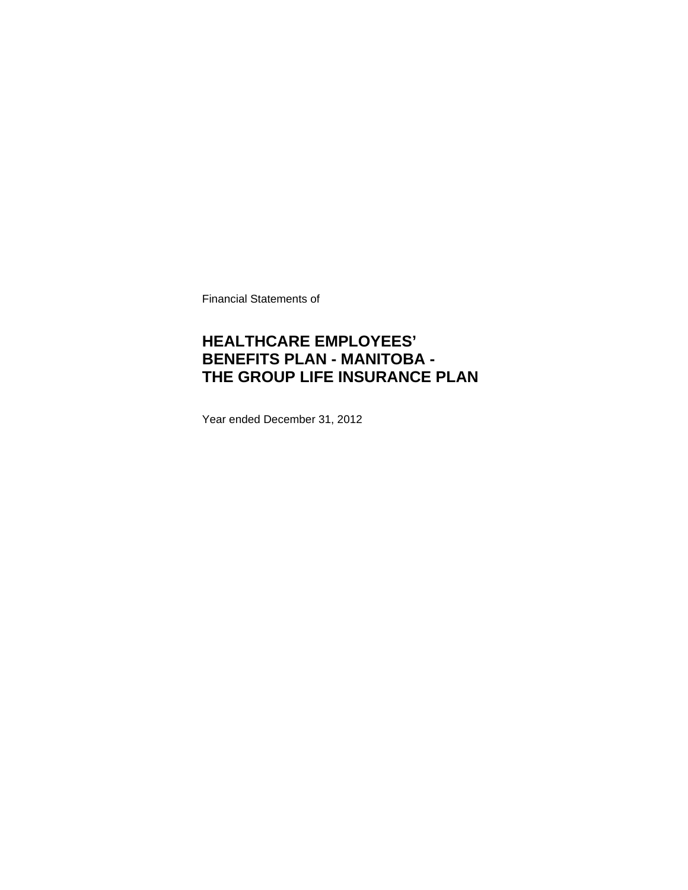Financial Statements of

# HEALTHCARE EMPLOYEES' BENEFITS PLAN - MANITOBA - THE GROUP LIFE INSURANCE PLAN

Year ended December 31, 2012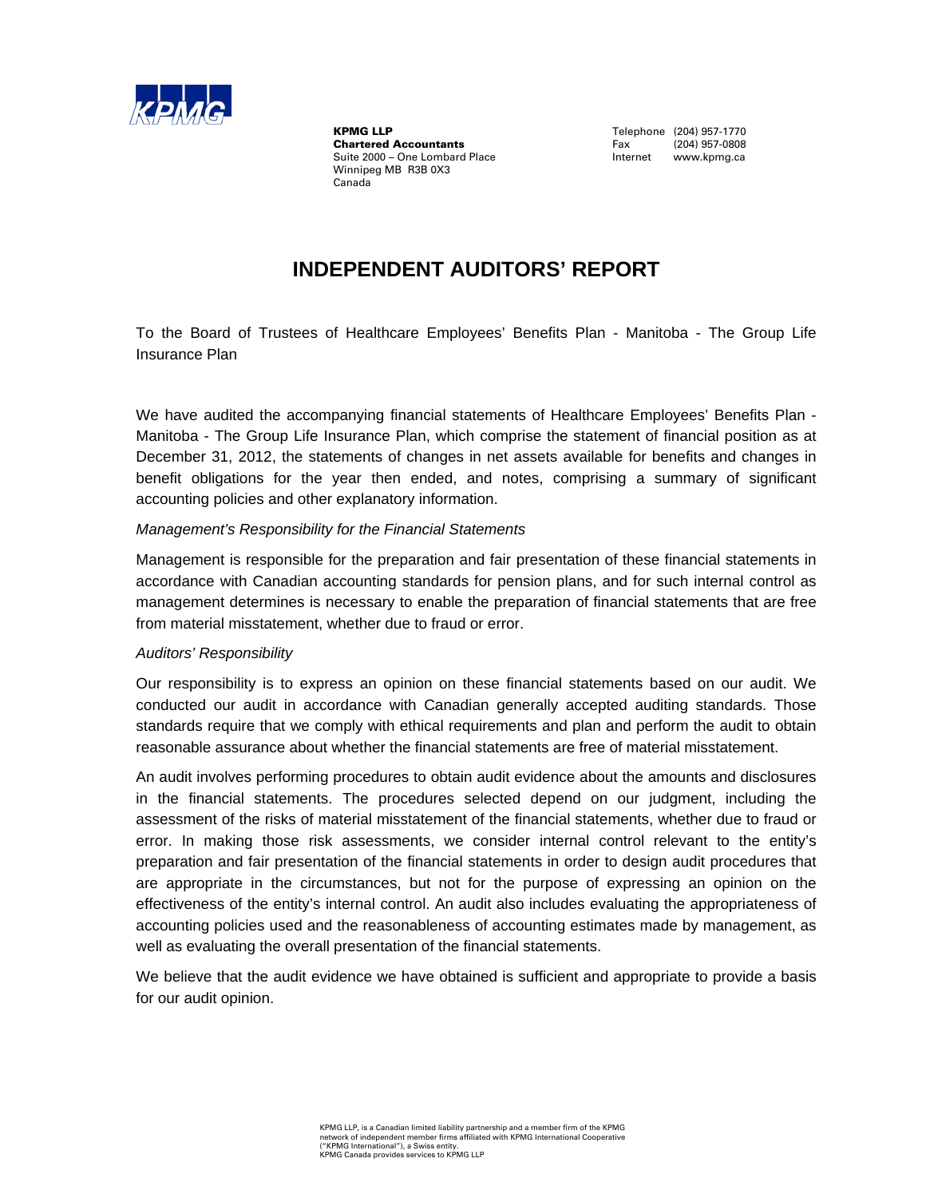KPMG LLP
**Chartered Accountants**
Suite 2000 – One Lombard Place
Winnipeg MB R3B 0X3
Canada

Telephone (204) 957-1770
Fax (204) 957-0808
Internet www.kpmg.ca

# INDEPENDENT AUDITORS' REPORT

To the Board of Trustees of Healthcare Employees' Benefits Plan - Manitoba - The Group Life Insurance Plan

We have audited the accompanying financial statements of Healthcare Employees' Benefits Plan - Manitoba - The Group Life Insurance Plan, which comprise the statement of financial position as at December 31, 2012, the statements of changes in net assets available for benefits and changes in benefit obligations for the year then ended, and notes, comprising a summary of significant accounting policies and other explanatory information.

*Management's Responsibility for the Financial Statements*

Management is responsible for the preparation and fair presentation of these financial statements in accordance with Canadian accounting standards for pension plans, and for such internal control as management determines is necessary to enable the preparation of financial statements that are free from material misstatement, whether due to fraud or error.

*Auditors' Responsibility*

Our responsibility is to express an opinion on these financial statements based on our audit. We conducted our audit in accordance with Canadian generally accepted auditing standards. Those standards require that we comply with ethical requirements and plan and perform the audit to obtain reasonable assurance about whether the financial statements are free of material misstatement.

An audit involves performing procedures to obtain audit evidence about the amounts and disclosures in the financial statements. The procedures selected depend on our judgment, including the assessment of the risks of material misstatement of the financial statements, whether due to fraud or error. In making those risk assessments, we consider internal control relevant to the entity's preparation and fair presentation of the financial statements in order to design audit procedures that are appropriate in the circumstances, but not for the purpose of expressing an opinion on the effectiveness of the entity's internal control. An audit also includes evaluating the appropriateness of accounting policies used and the reasonableness of accounting estimates made by management, as well as evaluating the overall presentation of the financial statements.

We believe that the audit evidence we have obtained is sufficient and appropriate to provide a basis for our audit opinion.

KPMG LLP, is a Canadian limited liability partnership and a member firm of the KPMG network of independent member firms affiliated with KPMG International Cooperative ("KPMG International"), a Swiss entity.
KPMG Canada provides services to KPMG LLP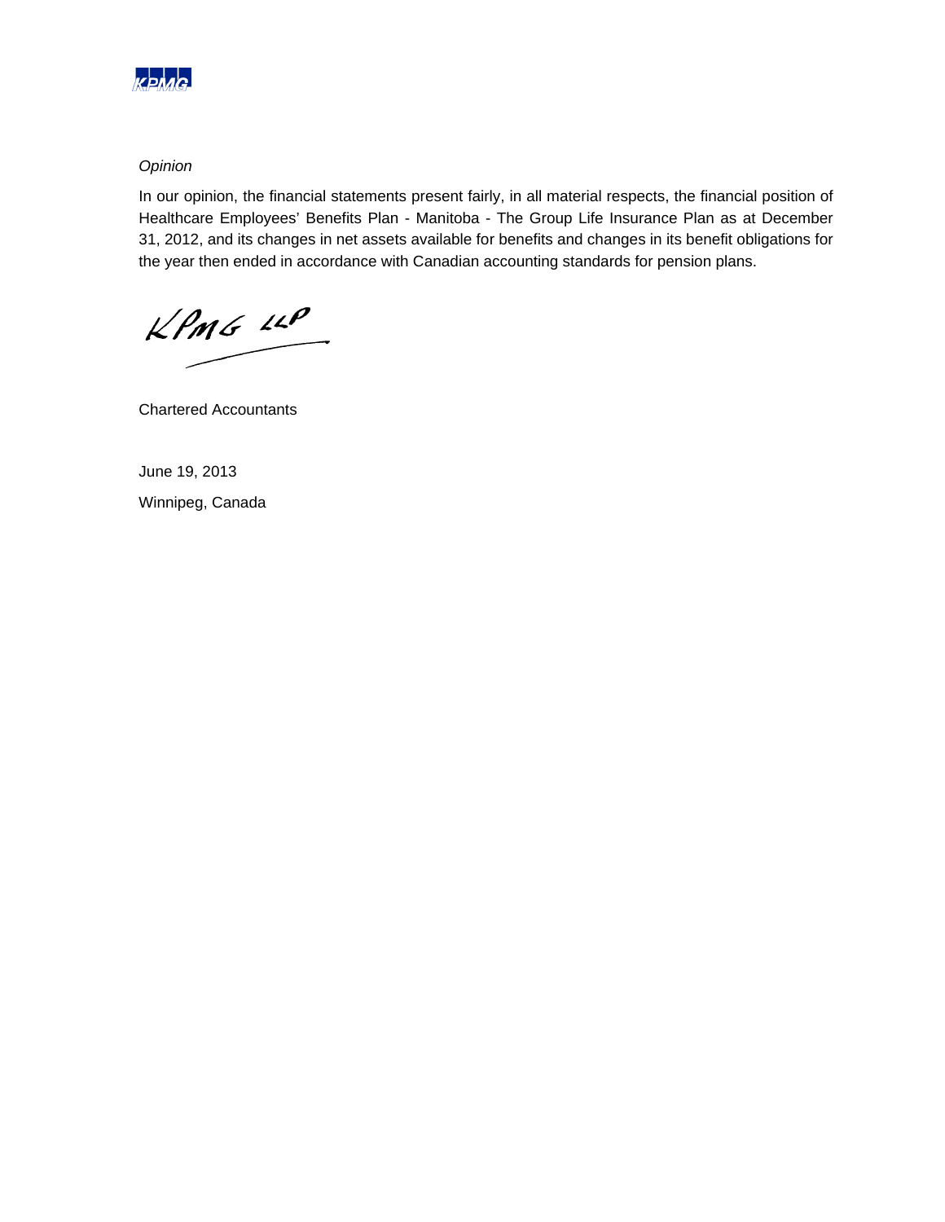*Opinion*

In our opinion, the financial statements present fairly, in all material respects, the financial position of Healthcare Employees' Benefits Plan - Manitoba - The Group Life Insurance Plan as at December 31, 2012, and its changes in net assets available for benefits and changes in its benefit obligations for the year then ended in accordance with Canadian accounting standards for pension plans.

KPMG LLP

Chartered Accountants

June 19, 2013

Winnipeg, Canada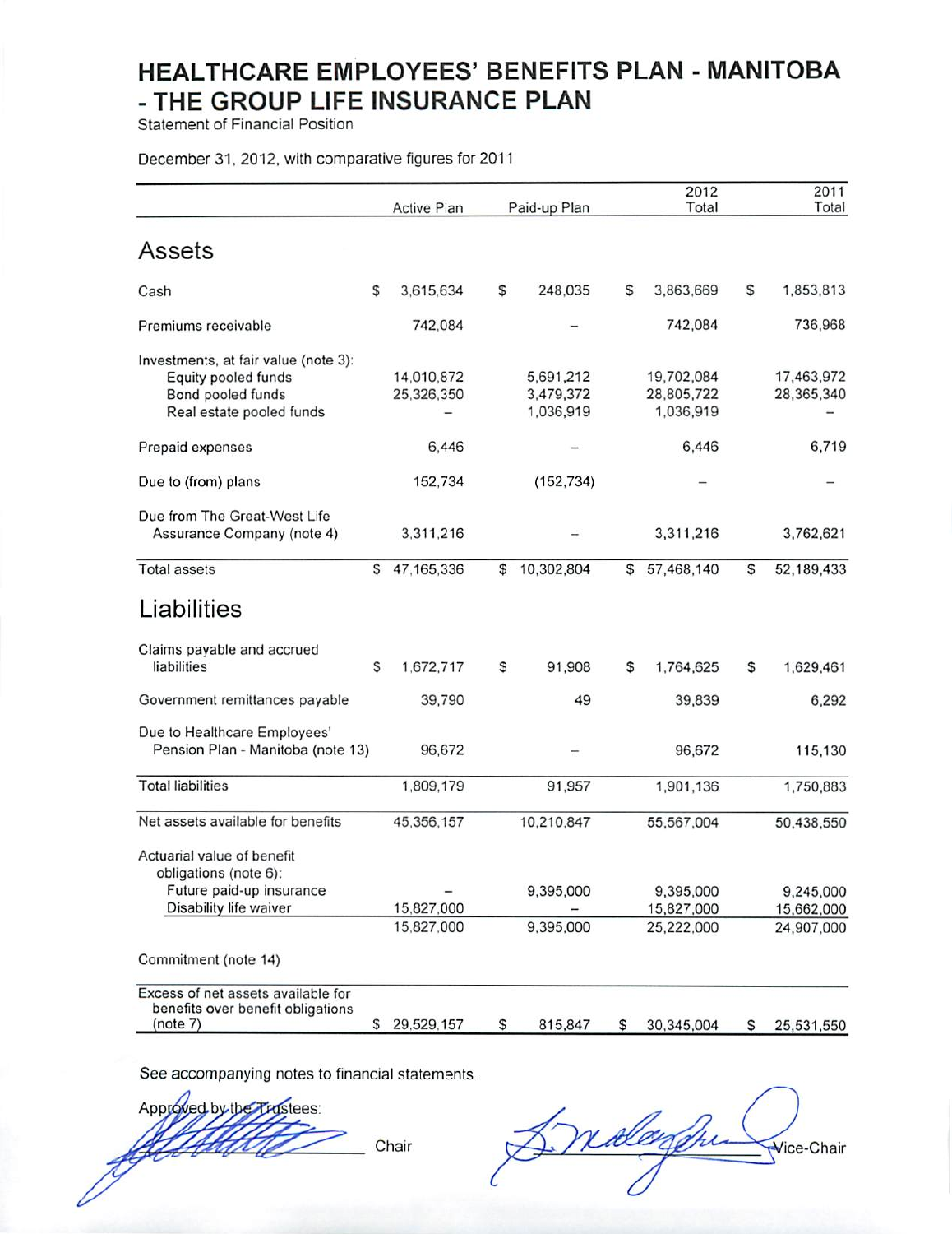# HEALTHCARE EMPLOYEES' BENEFITS PLAN - MANITOBA - THE GROUP LIFE INSURANCE PLAN

Statement of Financial Position

December 31, 2012, with comparative figures for 2011

| | Active Plan | Paid-up Plan | 2012 Total | 2011 Total |
|---|---|---|---|---|
| **Assets** | | | | |
| Cash | $ 3,615,634 | $ 248,035 | $ 3,863,669 | $ 1,853,813 |
| Premiums receivable | 742,084 | – | 742,084 | 736,968 |
| Investments, at fair value (note 3): | | | | |
| Equity pooled funds | 14,010,872 | 5,691,212 | 19,702,084 | 17,463,972 |
| Bond pooled funds | 25,326,350 | 3,479,372 | 28,805,722 | 28,365,340 |
| Real estate pooled funds | – | 1,036,919 | 1,036,919 | – |
| Prepaid expenses | 6,446 | – | 6,446 | 6,719 |
| Due to (from) plans | 152,734 | (152,734) | – | – |
| Due from The Great-West Life Assurance Company (note 4) | 3,311,216 | – | 3,311,216 | 3,762,621 |
| Total assets | $ 47,165,336 | $ 10,302,804 | $ 57,468,140 | $ 52,189,433 |
| **Liabilities** | | | | |
| Claims payable and accrued liabilities | $ 1,672,717 | $ 91,908 | $ 1,764,625 | $ 1,629,461 |
| Government remittances payable | 39,790 | 49 | 39,839 | 6,292 |
| Due to Healthcare Employees' Pension Plan - Manitoba (note 13) | 96,672 | – | 96,672 | 115,130 |
| Total liabilities | 1,809,179 | 91,957 | 1,901,136 | 1,750,883 |
| Net assets available for benefits | 45,356,157 | 10,210,847 | 55,567,004 | 50,438,550 |
| Actuarial value of benefit obligations (note 6): | | | | |
| Future paid-up insurance | – | 9,395,000 | 9,395,000 | 9,245,000 |
| Disability life waiver | 15,827,000 | – | 15,827,000 | 15,662,000 |
| | 15,827,000 | 9,395,000 | 25,222,000 | 24,907,000 |
| Commitment (note 14) | | | | |
| Excess of net assets available for benefits over benefit obligations (note 7) | $ 29,529,157 | $ 815,847 | $ 30,345,004 | $ 25,531,550 |

See accompanying notes to financial statements.

Approved by the Trustees:

_______________ Chair

_______________ Vice-Chair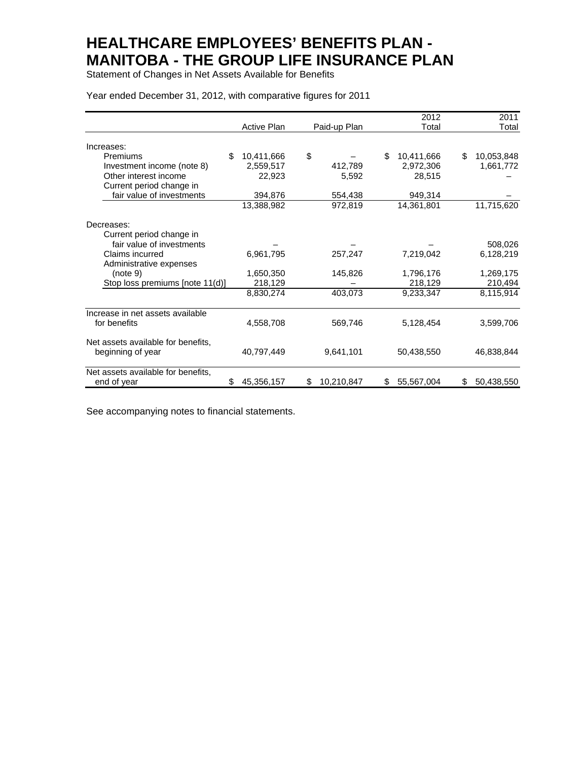# HEALTHCARE EMPLOYEES' BENEFITS PLAN - MANITOBA - THE GROUP LIFE INSURANCE PLAN

Statement of Changes in Net Assets Available for Benefits

Year ended December 31, 2012, with comparative figures for 2011

| | Active Plan | Paid-up Plan | 2012 Total | 2011 Total |
|---|---|---|---|---|
| Increases: | | | | |
| Premiums | $ 10,411,666 | $ – | $ 10,411,666 | $ 10,053,848 |
| Investment income (note 8) | 2,559,517 | 412,789 | 2,972,306 | 1,661,772 |
| Other interest income | 22,923 | 5,592 | 28,515 | – |
| Current period change in fair value of investments | 394,876 | 554,438 | 949,314 | – |
| | 13,388,982 | 972,819 | 14,361,801 | 11,715,620 |
| Decreases: | | | | |
| Current period change in fair value of investments | – | – | – | 508,026 |
| Claims incurred | 6,961,795 | 257,247 | 7,219,042 | 6,128,219 |
| Administrative expenses (note 9) | 1,650,350 | 145,826 | 1,796,176 | 1,269,175 |
| Stop loss premiums [note 11(d)] | 218,129 | – | 218,129 | 210,494 |
| | 8,830,274 | 403,073 | 9,233,347 | 8,115,914 |
| Increase in net assets available for benefits | 4,558,708 | 569,746 | 5,128,454 | 3,599,706 |
| Net assets available for benefits, beginning of year | 40,797,449 | 9,641,101 | 50,438,550 | 46,838,844 |
| Net assets available for benefits, end of year | $ 45,356,157 | $ 10,210,847 | $ 55,567,004 | $ 50,438,550 |

See accompanying notes to financial statements.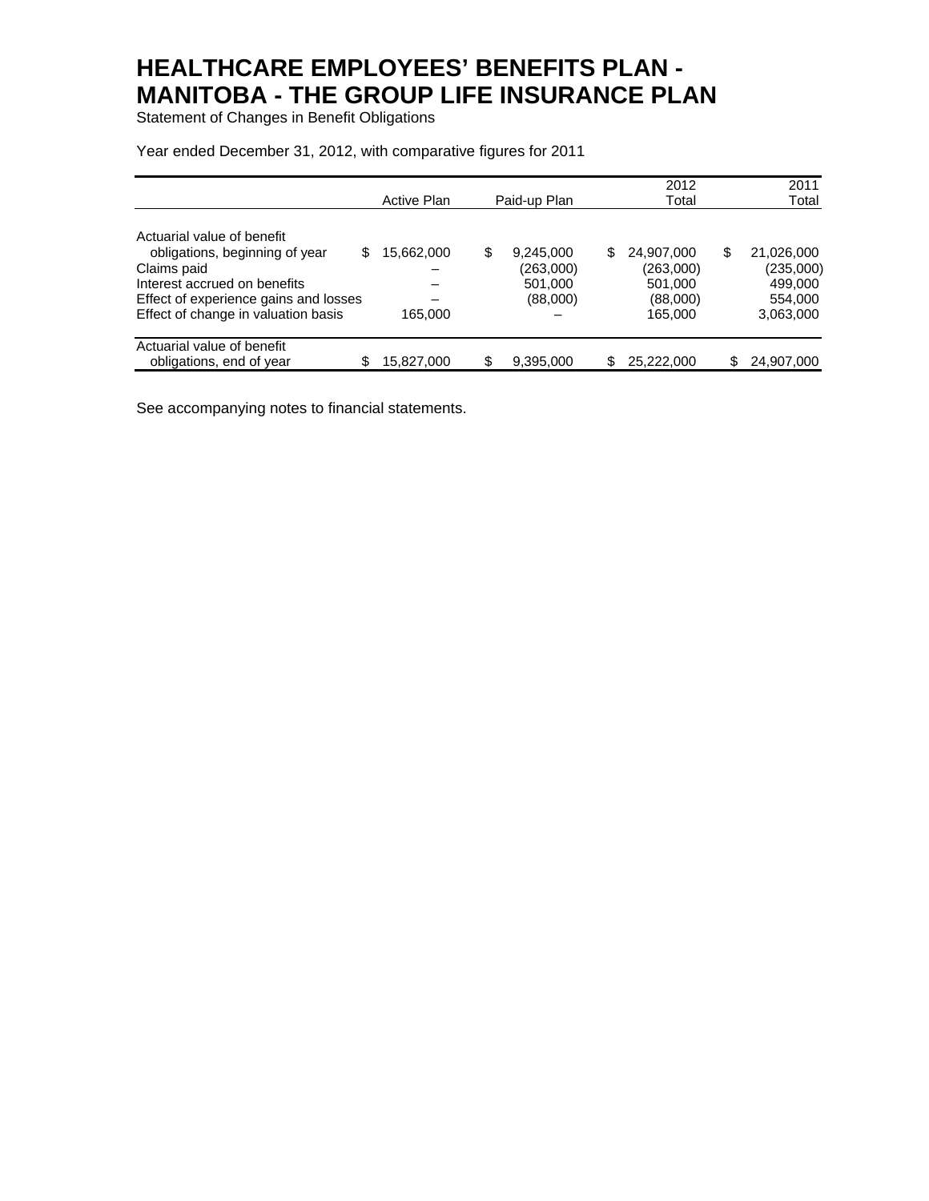# HEALTHCARE EMPLOYEES' BENEFITS PLAN - MANITOBA - THE GROUP LIFE INSURANCE PLAN

Statement of Changes in Benefit Obligations

Year ended December 31, 2012, with comparative figures for 2011

| | Active Plan | Paid-up Plan | 2012 Total | 2011 Total |
|---|---|---|---|---|
| Actuarial value of benefit obligations, beginning of year | $ 15,662,000 | $ 9,245,000 | $ 24,907,000 | $ 21,026,000 |
| Claims paid | – | (263,000) | (263,000) | (235,000) |
| Interest accrued on benefits | – | 501,000 | 501,000 | 499,000 |
| Effect of experience gains and losses | – | (88,000) | (88,000) | 554,000 |
| Effect of change in valuation basis | 165,000 | – | 165,000 | 3,063,000 |
| Actuarial value of benefit obligations, end of year | $ 15,827,000 | $ 9,395,000 | $ 25,222,000 | $ 24,907,000 |

See accompanying notes to financial statements.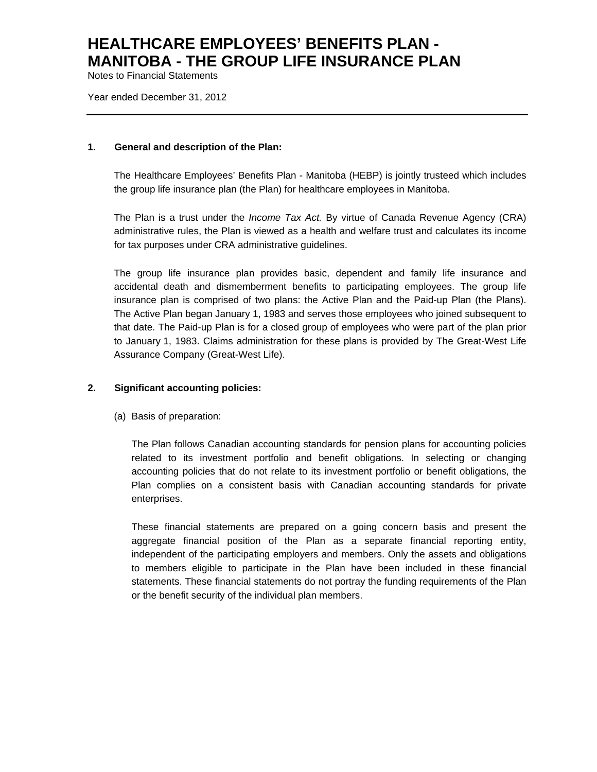# HEALTHCARE EMPLOYEES' BENEFITS PLAN - MANITOBA - THE GROUP LIFE INSURANCE PLAN

Notes to Financial Statements

Year ended December 31, 2012

---

## 1. General and description of the Plan:

The Healthcare Employees' Benefits Plan - Manitoba (HEBP) is jointly trusteed which includes the group life insurance plan (the Plan) for healthcare employees in Manitoba.

The Plan is a trust under the *Income Tax Act.* By virtue of Canada Revenue Agency (CRA) administrative rules, the Plan is viewed as a health and welfare trust and calculates its income for tax purposes under CRA administrative guidelines.

The group life insurance plan provides basic, dependent and family life insurance and accidental death and dismemberment benefits to participating employees. The group life insurance plan is comprised of two plans: the Active Plan and the Paid-up Plan (the Plans). The Active Plan began January 1, 1983 and serves those employees who joined subsequent to that date. The Paid-up Plan is for a closed group of employees who were part of the plan prior to January 1, 1983. Claims administration for these plans is provided by The Great-West Life Assurance Company (Great-West Life).

## 2. Significant accounting policies:

(a) Basis of preparation:

The Plan follows Canadian accounting standards for pension plans for accounting policies related to its investment portfolio and benefit obligations. In selecting or changing accounting policies that do not relate to its investment portfolio or benefit obligations, the Plan complies on a consistent basis with Canadian accounting standards for private enterprises.

These financial statements are prepared on a going concern basis and present the aggregate financial position of the Plan as a separate financial reporting entity, independent of the participating employers and members. Only the assets and obligations to members eligible to participate in the Plan have been included in these financial statements. These financial statements do not portray the funding requirements of the Plan or the benefit security of the individual plan members.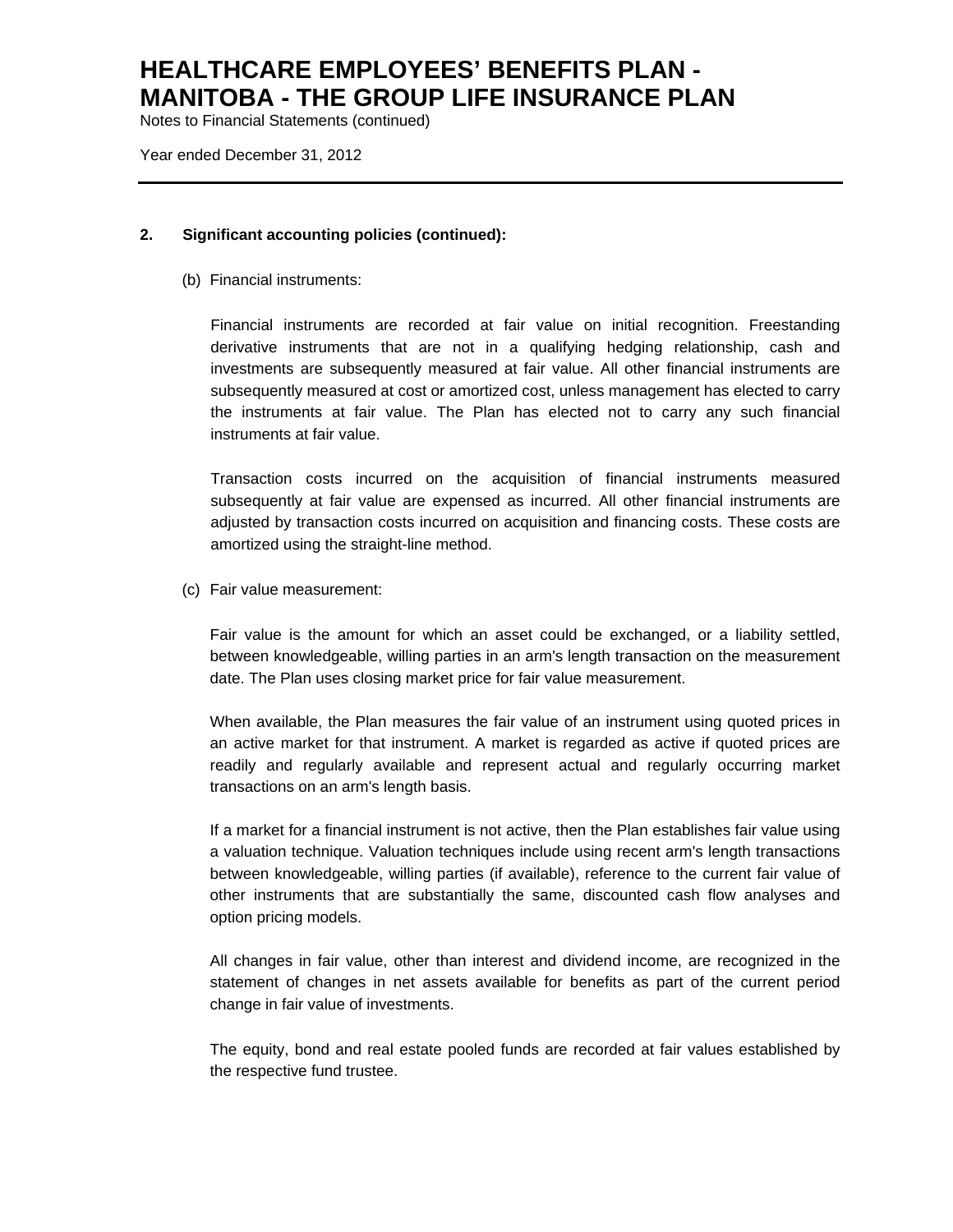## 2. Significant accounting policies (continued):

(b) Financial instruments:

Financial instruments are recorded at fair value on initial recognition. Freestanding derivative instruments that are not in a qualifying hedging relationship, cash and investments are subsequently measured at fair value. All other financial instruments are subsequently measured at cost or amortized cost, unless management has elected to carry the instruments at fair value. The Plan has elected not to carry any such financial instruments at fair value.

Transaction costs incurred on the acquisition of financial instruments measured subsequently at fair value are expensed as incurred. All other financial instruments are adjusted by transaction costs incurred on acquisition and financing costs. These costs are amortized using the straight-line method.

(c) Fair value measurement:

Fair value is the amount for which an asset could be exchanged, or a liability settled, between knowledgeable, willing parties in an arm's length transaction on the measurement date. The Plan uses closing market price for fair value measurement.

When available, the Plan measures the fair value of an instrument using quoted prices in an active market for that instrument. A market is regarded as active if quoted prices are readily and regularly available and represent actual and regularly occurring market transactions on an arm's length basis.

If a market for a financial instrument is not active, then the Plan establishes fair value using a valuation technique. Valuation techniques include using recent arm's length transactions between knowledgeable, willing parties (if available), reference to the current fair value of other instruments that are substantially the same, discounted cash flow analyses and option pricing models.

All changes in fair value, other than interest and dividend income, are recognized in the statement of changes in net assets available for benefits as part of the current period change in fair value of investments.

The equity, bond and real estate pooled funds are recorded at fair values established by the respective fund trustee.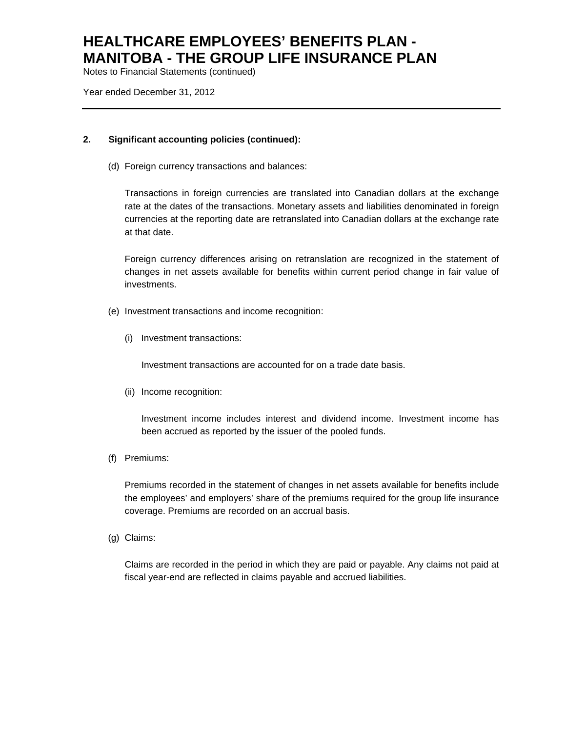## 2. Significant accounting policies (continued):

(d) Foreign currency transactions and balances:

Transactions in foreign currencies are translated into Canadian dollars at the exchange rate at the dates of the transactions. Monetary assets and liabilities denominated in foreign currencies at the reporting date are retranslated into Canadian dollars at the exchange rate at that date.

Foreign currency differences arising on retranslation are recognized in the statement of changes in net assets available for benefits within current period change in fair value of investments.

(e) Investment transactions and income recognition:

(i) Investment transactions:

Investment transactions are accounted for on a trade date basis.

(ii) Income recognition:

Investment income includes interest and dividend income. Investment income has been accrued as reported by the issuer of the pooled funds.

(f) Premiums:

Premiums recorded in the statement of changes in net assets available for benefits include the employees' and employers' share of the premiums required for the group life insurance coverage. Premiums are recorded on an accrual basis.

(g) Claims:

Claims are recorded in the period in which they are paid or payable. Any claims not paid at fiscal year-end are reflected in claims payable and accrued liabilities.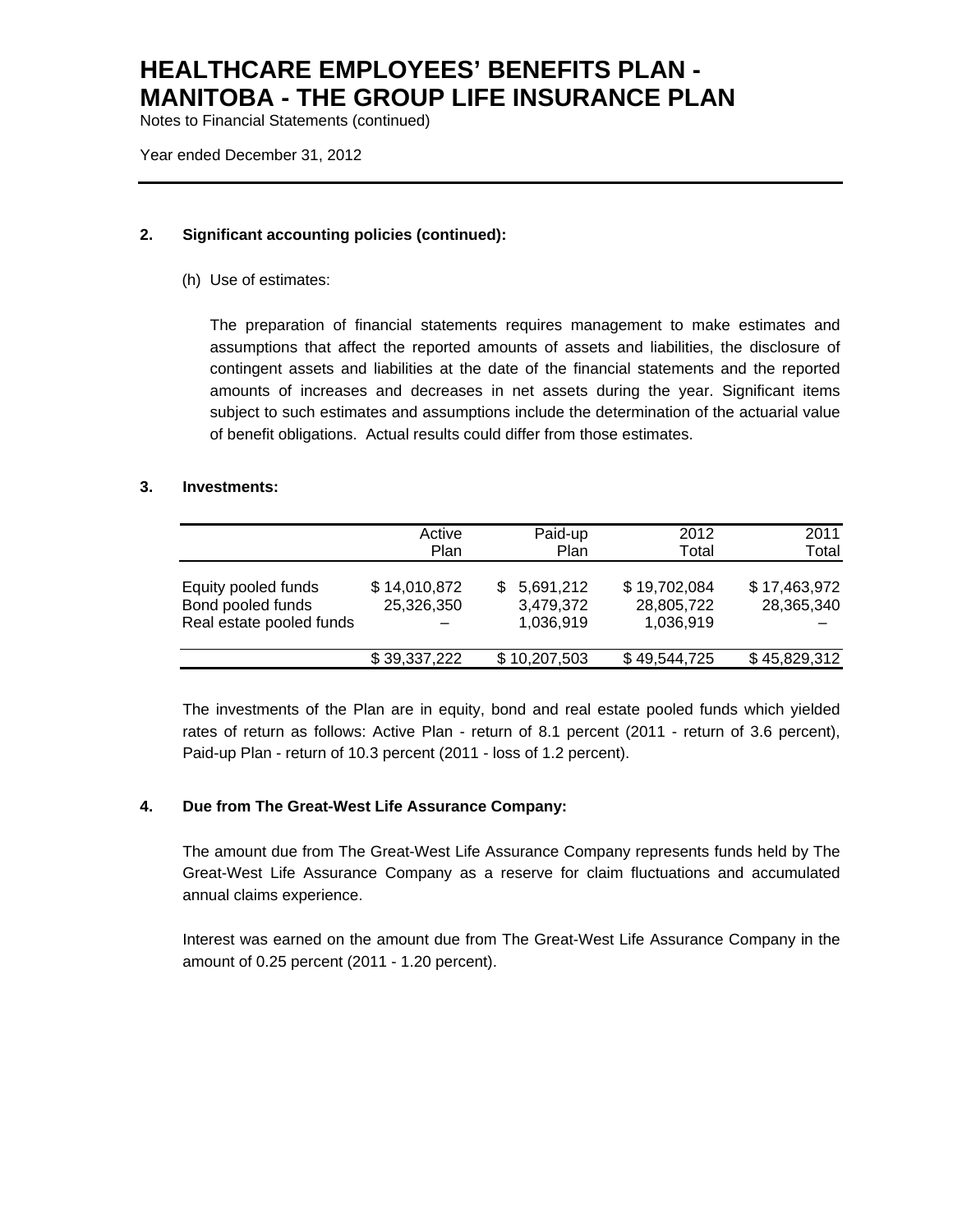# HEALTHCARE EMPLOYEES' BENEFITS PLAN - MANITOBA - THE GROUP LIFE INSURANCE PLAN

Notes to Financial Statements (continued)

Year ended December 31, 2012

## 2. Significant accounting policies (continued):

(h) Use of estimates:

The preparation of financial statements requires management to make estimates and assumptions that affect the reported amounts of assets and liabilities, the disclosure of contingent assets and liabilities at the date of the financial statements and the reported amounts of increases and decreases in net assets during the year. Significant items subject to such estimates and assumptions include the determination of the actuarial value of benefit obligations. Actual results could differ from those estimates.

## 3. Investments:

| | Active Plan | Paid-up Plan | 2012 Total | 2011 Total |
|---|---|---|---|---|
| Equity pooled funds | $ 14,010,872 | $ 5,691,212 | $ 19,702,084 | $ 17,463,972 |
| Bond pooled funds | 25,326,350 | 3,479,372 | 28,805,722 | 28,365,340 |
| Real estate pooled funds | – | 1,036,919 | 1,036,919 | – |
| | $ 39,337,222 | $ 10,207,503 | $ 49,544,725 | $ 45,829,312 |

The investments of the Plan are in equity, bond and real estate pooled funds which yielded rates of return as follows: Active Plan - return of 8.1 percent (2011 - return of 3.6 percent), Paid-up Plan - return of 10.3 percent (2011 - loss of 1.2 percent).

## 4. Due from The Great-West Life Assurance Company:

The amount due from The Great-West Life Assurance Company represents funds held by The Great-West Life Assurance Company as a reserve for claim fluctuations and accumulated annual claims experience.

Interest was earned on the amount due from The Great-West Life Assurance Company in the amount of 0.25 percent (2011 - 1.20 percent).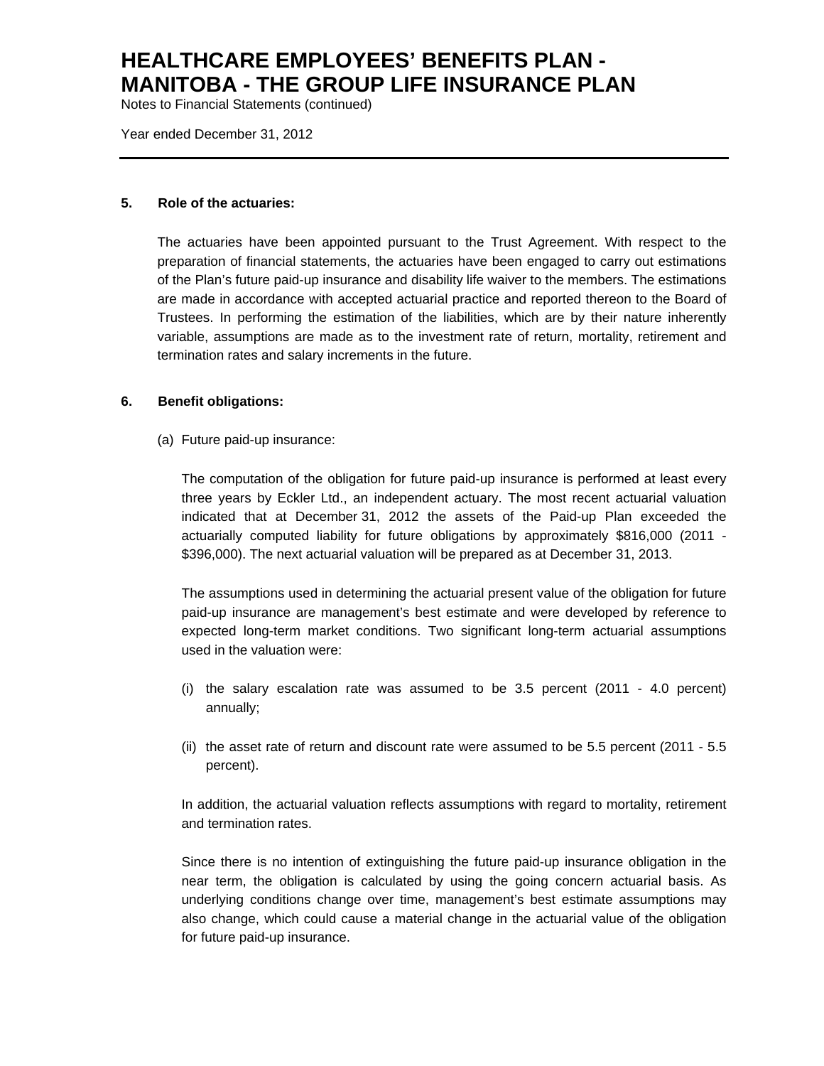### 5. Role of the actuaries:

The actuaries have been appointed pursuant to the Trust Agreement. With respect to the preparation of financial statements, the actuaries have been engaged to carry out estimations of the Plan's future paid-up insurance and disability life waiver to the members. The estimations are made in accordance with accepted actuarial practice and reported thereon to the Board of Trustees. In performing the estimation of the liabilities, which are by their nature inherently variable, assumptions are made as to the investment rate of return, mortality, retirement and termination rates and salary increments in the future.

### 6. Benefit obligations:

(a) Future paid-up insurance:

The computation of the obligation for future paid-up insurance is performed at least every three years by Eckler Ltd., an independent actuary. The most recent actuarial valuation indicated that at December 31, 2012 the assets of the Paid-up Plan exceeded the actuarially computed liability for future obligations by approximately $816,000 (2011 - $396,000). The next actuarial valuation will be prepared as at December 31, 2013.

The assumptions used in determining the actuarial present value of the obligation for future paid-up insurance are management's best estimate and were developed by reference to expected long-term market conditions. Two significant long-term actuarial assumptions used in the valuation were:

(i) the salary escalation rate was assumed to be 3.5 percent (2011 - 4.0 percent) annually;

(ii) the asset rate of return and discount rate were assumed to be 5.5 percent (2011 - 5.5 percent).

In addition, the actuarial valuation reflects assumptions with regard to mortality, retirement and termination rates.

Since there is no intention of extinguishing the future paid-up insurance obligation in the near term, the obligation is calculated by using the going concern actuarial basis. As underlying conditions change over time, management's best estimate assumptions may also change, which could cause a material change in the actuarial value of the obligation for future paid-up insurance.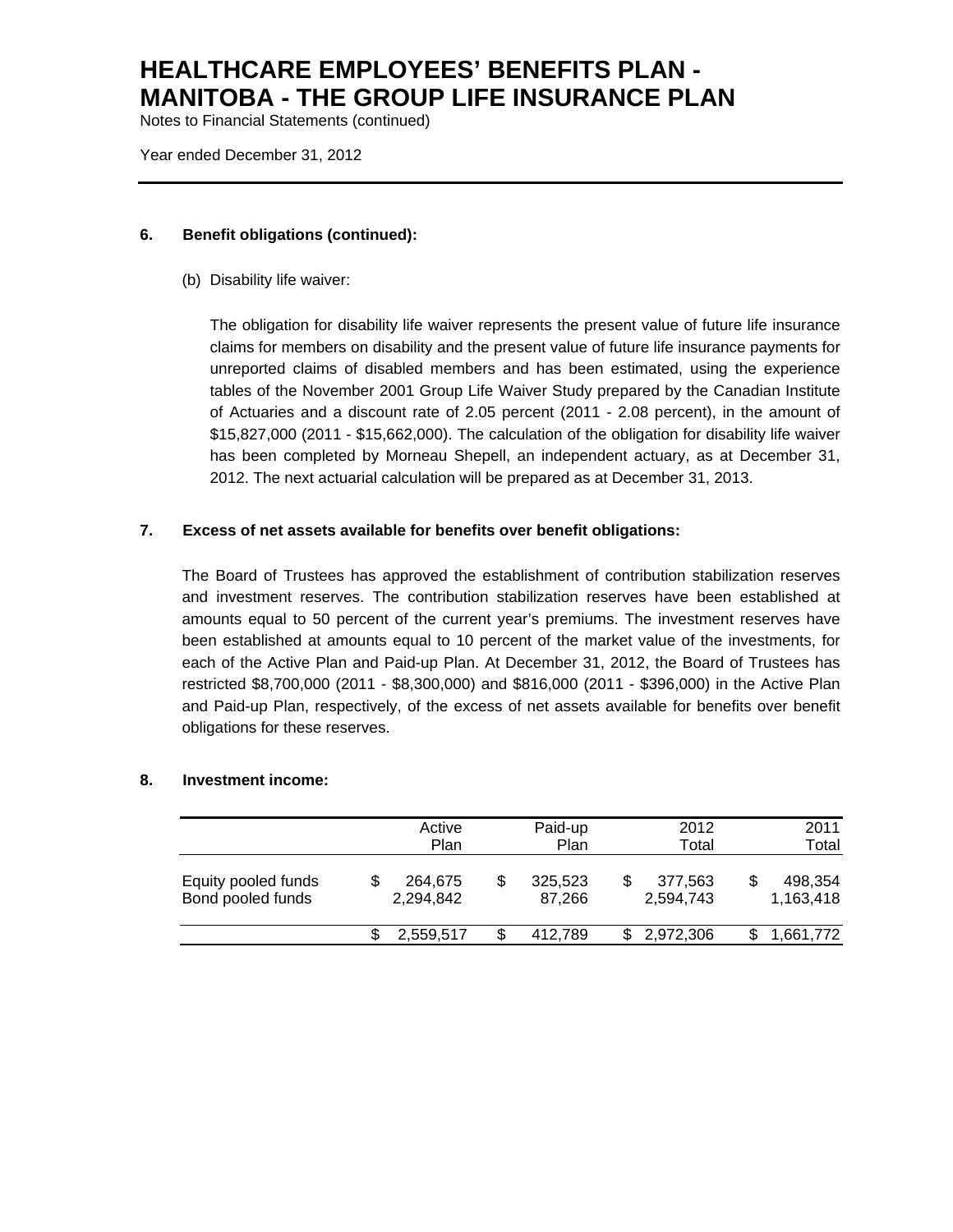# HEALTHCARE EMPLOYEES' BENEFITS PLAN - MANITOBA - THE GROUP LIFE INSURANCE PLAN

Notes to Financial Statements (continued)

Year ended December 31, 2012

## 6. Benefit obligations (continued):

(b) Disability life waiver:

The obligation for disability life waiver represents the present value of future life insurance claims for members on disability and the present value of future life insurance payments for unreported claims of disabled members and has been estimated, using the experience tables of the November 2001 Group Life Waiver Study prepared by the Canadian Institute of Actuaries and a discount rate of 2.05 percent (2011 - 2.08 percent), in the amount of $15,827,000 (2011 - $15,662,000). The calculation of the obligation for disability life waiver has been completed by Morneau Shepell, an independent actuary, as at December 31, 2012. The next actuarial calculation will be prepared as at December 31, 2013.

## 7. Excess of net assets available for benefits over benefit obligations:

The Board of Trustees has approved the establishment of contribution stabilization reserves and investment reserves. The contribution stabilization reserves have been established at amounts equal to 50 percent of the current year's premiums. The investment reserves have been established at amounts equal to 10 percent of the market value of the investments, for each of the Active Plan and Paid-up Plan. At December 31, 2012, the Board of Trustees has restricted $8,700,000 (2011 - $8,300,000) and $816,000 (2011 - $396,000) in the Active Plan and Paid-up Plan, respectively, of the excess of net assets available for benefits over benefit obligations for these reserves.

## 8. Investment income:

| | Active Plan | Paid-up Plan | 2012 Total | 2011 Total |
|---|---|---|---|---|
| Equity pooled funds | $ 264,675 | $ 325,523 | $ 377,563 | $ 498,354 |
| Bond pooled funds | 2,294,842 | 87,266 | 2,594,743 | 1,163,418 |
| | $ 2,559,517 | $ 412,789 | $ 2,972,306 | $ 1,661,772 |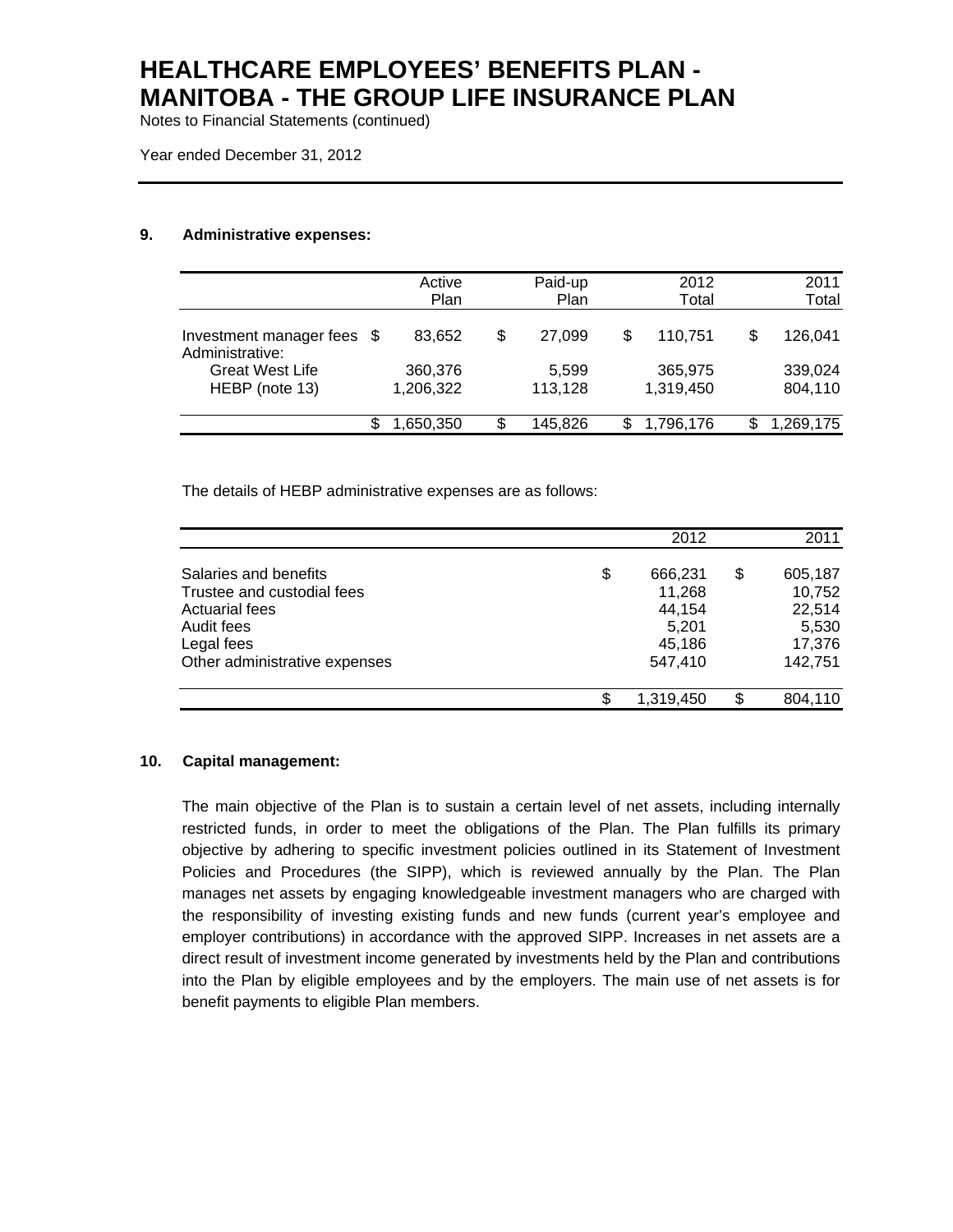# HEALTHCARE EMPLOYEES' BENEFITS PLAN - MANITOBA - THE GROUP LIFE INSURANCE PLAN

Notes to Financial Statements (continued)

Year ended December 31, 2012

## 9. Administrative expenses:

| | Active Plan | Paid-up Plan | 2012 Total | 2011 Total |
|---|---|---|---|---|
| Investment manager fees | $ 83,652 | $ 27,099 | $ 110,751 | $ 126,041 |
| Administrative: | | | | |
| Great West Life | 360,376 | 5,599 | 365,975 | 339,024 |
| HEBP (note 13) | 1,206,322 | 113,128 | 1,319,450 | 804,110 |
| | $ 1,650,350 | $ 145,826 | $ 1,796,176 | $ 1,269,175 |

The details of HEBP administrative expenses are as follows:

| | 2012 | 2011 |
|---|---|---|
| Salaries and benefits | $ 666,231 | $ 605,187 |
| Trustee and custodial fees | 11,268 | 10,752 |
| Actuarial fees | 44,154 | 22,514 |
| Audit fees | 5,201 | 5,530 |
| Legal fees | 45,186 | 17,376 |
| Other administrative expenses | 547,410 | 142,751 |
| | $ 1,319,450 | $ 804,110 |

## 10. Capital management:

The main objective of the Plan is to sustain a certain level of net assets, including internally restricted funds, in order to meet the obligations of the Plan. The Plan fulfills its primary objective by adhering to specific investment policies outlined in its Statement of Investment Policies and Procedures (the SIPP), which is reviewed annually by the Plan. The Plan manages net assets by engaging knowledgeable investment managers who are charged with the responsibility of investing existing funds and new funds (current year's employee and employer contributions) in accordance with the approved SIPP. Increases in net assets are a direct result of investment income generated by investments held by the Plan and contributions into the Plan by eligible employees and by the employers. The main use of net assets is for benefit payments to eligible Plan members.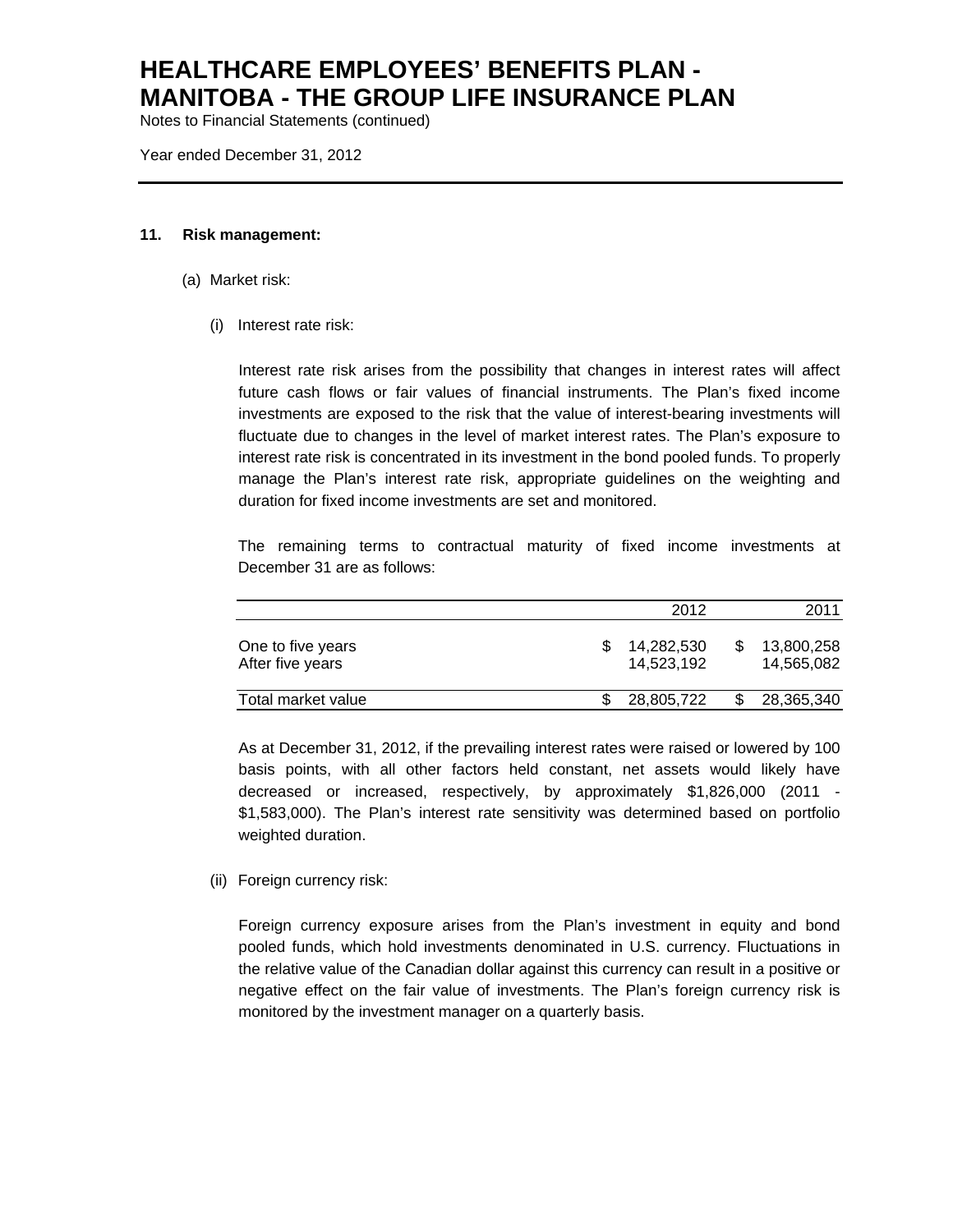## 11. Risk management:

### (a) Market risk:

#### (i) Interest rate risk:

Interest rate risk arises from the possibility that changes in interest rates will affect future cash flows or fair values of financial instruments. The Plan's fixed income investments are exposed to the risk that the value of interest-bearing investments will fluctuate due to changes in the level of market interest rates. The Plan's exposure to interest rate risk is concentrated in its investment in the bond pooled funds. To properly manage the Plan's interest rate risk, appropriate guidelines on the weighting and duration for fixed income investments are set and monitored.

The remaining terms to contractual maturity of fixed income investments at December 31 are as follows:

| | 2012 | 2011 |
|---|---|---|
| One to five years | $ 14,282,530 | $ 13,800,258 |
| After five years | 14,523,192 | 14,565,082 |
| Total market value | $ 28,805,722 | $ 28,365,340 |

As at December 31, 2012, if the prevailing interest rates were raised or lowered by 100 basis points, with all other factors held constant, net assets would likely have decreased or increased, respectively, by approximately $1,826,000 (2011 - $1,583,000). The Plan's interest rate sensitivity was determined based on portfolio weighted duration.

#### (ii) Foreign currency risk:

Foreign currency exposure arises from the Plan's investment in equity and bond pooled funds, which hold investments denominated in U.S. currency. Fluctuations in the relative value of the Canadian dollar against this currency can result in a positive or negative effect on the fair value of investments. The Plan's foreign currency risk is monitored by the investment manager on a quarterly basis.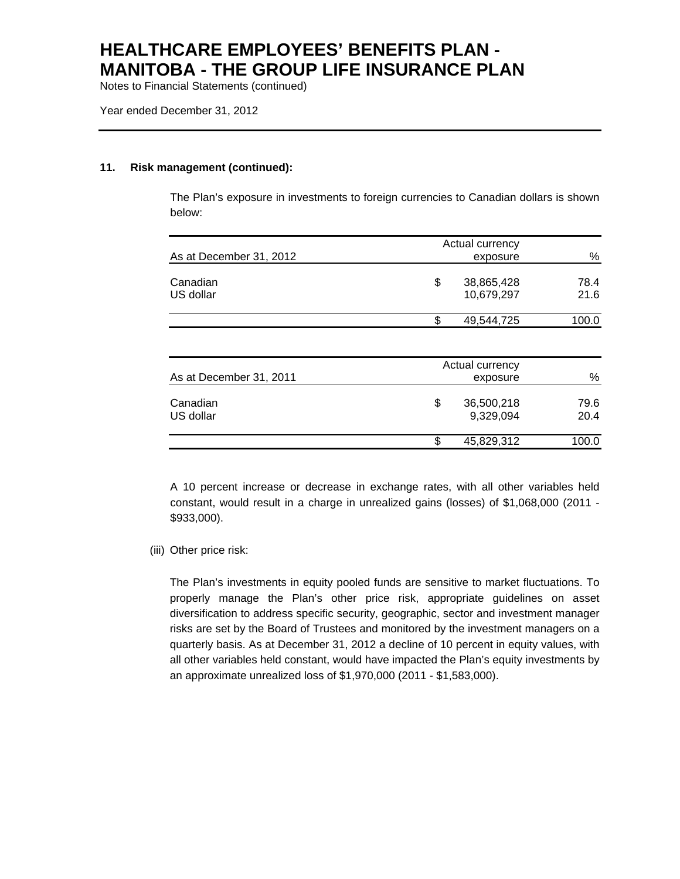# HEALTHCARE EMPLOYEES' BENEFITS PLAN - MANITOBA - THE GROUP LIFE INSURANCE PLAN

Notes to Financial Statements (continued)

Year ended December 31, 2012

**11. Risk management (continued):**

The Plan's exposure in investments to foreign currencies to Canadian dollars is shown below:

| As at December 31, 2012 | Actual currency exposure | % |
|---|---|---|
| Canadian | $ 38,865,428 | 78.4 |
| US dollar | 10,679,297 | 21.6 |
| | $ 49,544,725 | 100.0 |

| As at December 31, 2011 | Actual currency exposure | % |
|---|---|---|
| Canadian | $ 36,500,218 | 79.6 |
| US dollar | 9,329,094 | 20.4 |
| | $ 45,829,312 | 100.0 |

A 10 percent increase or decrease in exchange rates, with all other variables held constant, would result in a charge in unrealized gains (losses) of $1,068,000 (2011 - $933,000).

(iii) Other price risk:

The Plan's investments in equity pooled funds are sensitive to market fluctuations. To properly manage the Plan's other price risk, appropriate guidelines on asset diversification to address specific security, geographic, sector and investment manager risks are set by the Board of Trustees and monitored by the investment managers on a quarterly basis. As at December 31, 2012 a decline of 10 percent in equity values, with all other variables held constant, would have impacted the Plan's equity investments by an approximate unrealized loss of $1,970,000 (2011 - $1,583,000).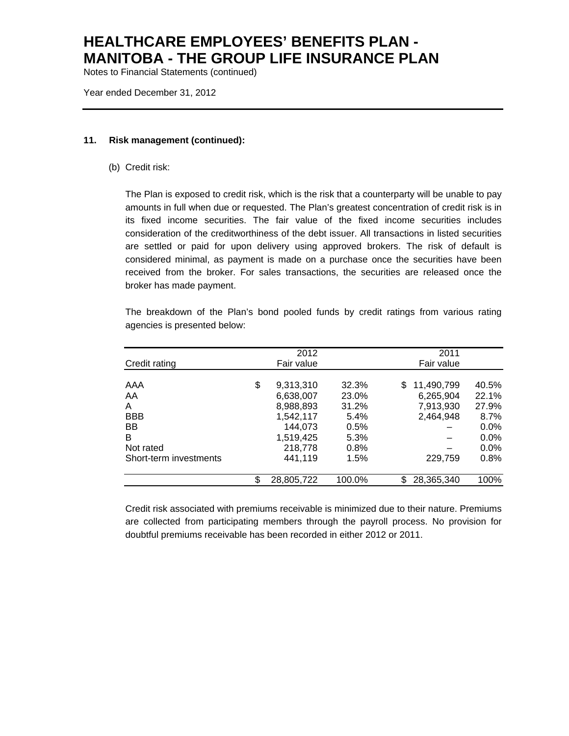# HEALTHCARE EMPLOYEES' BENEFITS PLAN - MANITOBA - THE GROUP LIFE INSURANCE PLAN

Notes to Financial Statements (continued)

Year ended December 31, 2012

## 11. Risk management (continued):

(b) Credit risk:

The Plan is exposed to credit risk, which is the risk that a counterparty will be unable to pay amounts in full when due or requested. The Plan's greatest concentration of credit risk is in its fixed income securities. The fair value of the fixed income securities includes consideration of the creditworthiness of the debt issuer. All transactions in listed securities are settled or paid for upon delivery using approved brokers. The risk of default is considered minimal, as payment is made on a purchase once the securities have been received from the broker. For sales transactions, the securities are released once the broker has made payment.

The breakdown of the Plan's bond pooled funds by credit ratings from various rating agencies is presented below:

| Credit rating | 2012 Fair value | | 2011 Fair value | |
|---|---|---|---|---|
| AAA | $ 9,313,310 | 32.3% | $ 11,490,799 | 40.5% |
| AA | 6,638,007 | 23.0% | 6,265,904 | 22.1% |
| A | 8,988,893 | 31.2% | 7,913,930 | 27.9% |
| BBB | 1,542,117 | 5.4% | 2,464,948 | 8.7% |
| BB | 144,073 | 0.5% | – | 0.0% |
| B | 1,519,425 | 5.3% | – | 0.0% |
| Not rated | 218,778 | 0.8% | – | 0.0% |
| Short-term investments | 441,119 | 1.5% | 229,759 | 0.8% |
| | $ 28,805,722 | 100.0% | $ 28,365,340 | 100% |

Credit risk associated with premiums receivable is minimized due to their nature. Premiums are collected from participating members through the payroll process. No provision for doubtful premiums receivable has been recorded in either 2012 or 2011.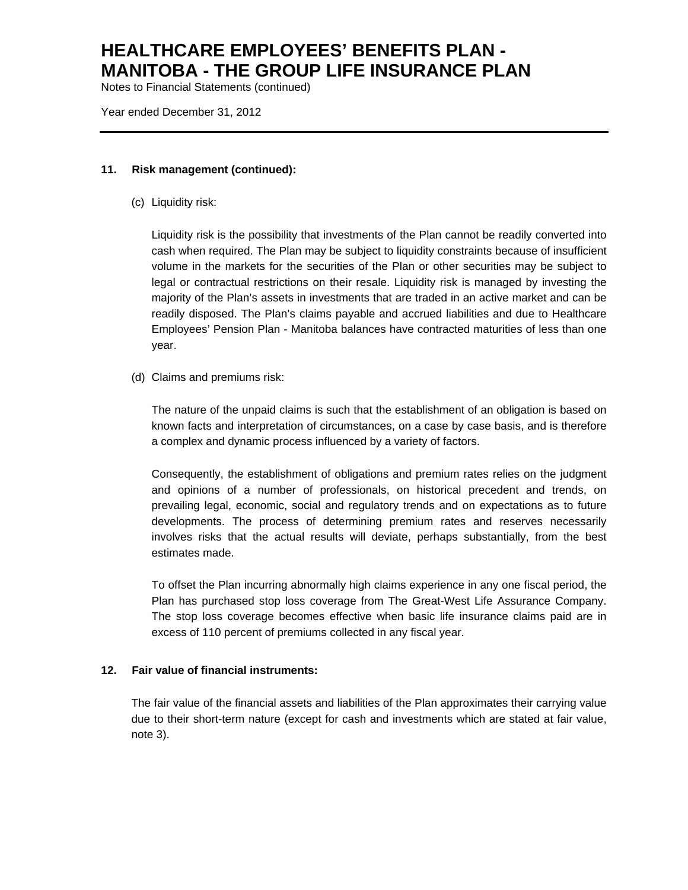## 11. Risk management (continued):

(c) Liquidity risk:

Liquidity risk is the possibility that investments of the Plan cannot be readily converted into cash when required. The Plan may be subject to liquidity constraints because of insufficient volume in the markets for the securities of the Plan or other securities may be subject to legal or contractual restrictions on their resale. Liquidity risk is managed by investing the majority of the Plan's assets in investments that are traded in an active market and can be readily disposed. The Plan's claims payable and accrued liabilities and due to Healthcare Employees' Pension Plan - Manitoba balances have contracted maturities of less than one year.

(d) Claims and premiums risk:

The nature of the unpaid claims is such that the establishment of an obligation is based on known facts and interpretation of circumstances, on a case by case basis, and is therefore a complex and dynamic process influenced by a variety of factors.

Consequently, the establishment of obligations and premium rates relies on the judgment and opinions of a number of professionals, on historical precedent and trends, on prevailing legal, economic, social and regulatory trends and on expectations as to future developments. The process of determining premium rates and reserves necessarily involves risks that the actual results will deviate, perhaps substantially, from the best estimates made.

To offset the Plan incurring abnormally high claims experience in any one fiscal period, the Plan has purchased stop loss coverage from The Great-West Life Assurance Company. The stop loss coverage becomes effective when basic life insurance claims paid are in excess of 110 percent of premiums collected in any fiscal year.

## 12. Fair value of financial instruments:

The fair value of the financial assets and liabilities of the Plan approximates their carrying value due to their short-term nature (except for cash and investments which are stated at fair value, note 3).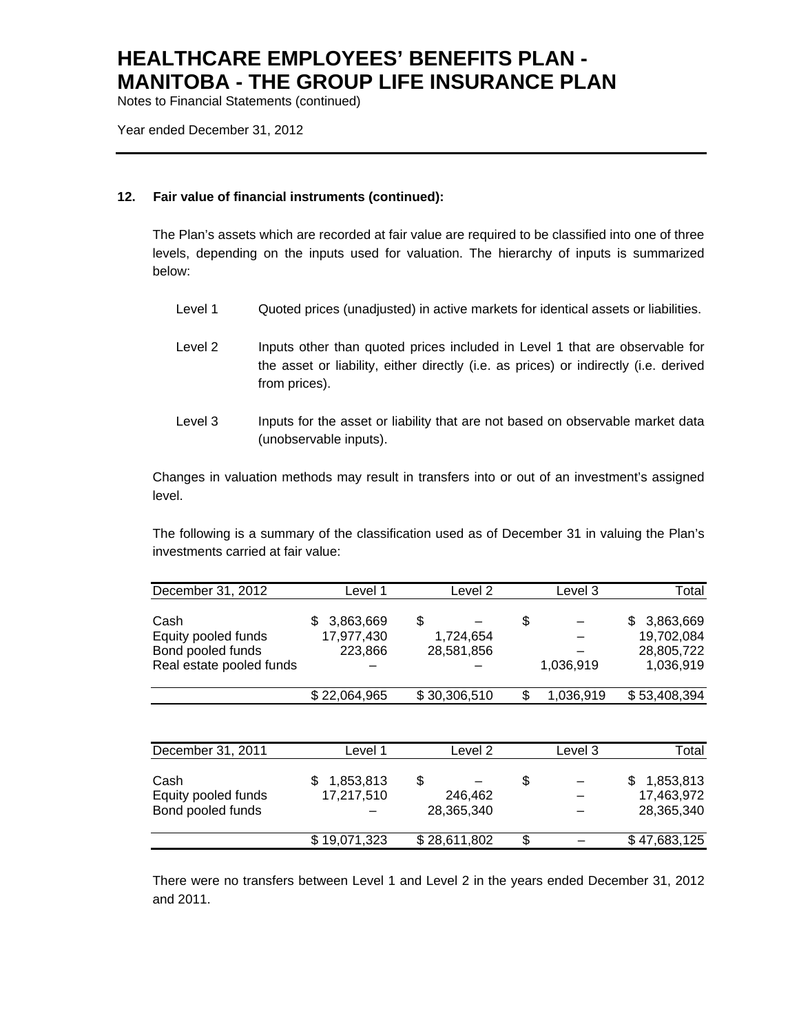### 12. Fair value of financial instruments (continued):

The Plan's assets which are recorded at fair value are required to be classified into one of three levels, depending on the inputs used for valuation. The hierarchy of inputs is summarized below:

- Level 1 Quoted prices (unadjusted) in active markets for identical assets or liabilities.
- Level 2 Inputs other than quoted prices included in Level 1 that are observable for the asset or liability, either directly (i.e. as prices) or indirectly (i.e. derived from prices).
- Level 3 Inputs for the asset or liability that are not based on observable market data (unobservable inputs).

Changes in valuation methods may result in transfers into or out of an investment's assigned level.

The following is a summary of the classification used as of December 31 in valuing the Plan's investments carried at fair value:

| December 31, 2012 | Level 1 | Level 2 | Level 3 | Total |
|---|---|---|---|---|
| Cash | $ 3,863,669 | $ – | $ – | $ 3,863,669 |
| Equity pooled funds | 17,977,430 | 1,724,654 | – | 19,702,084 |
| Bond pooled funds | 223,866 | 28,581,856 | – | 28,805,722 |
| Real estate pooled funds | – | – | 1,036,919 | 1,036,919 |
| | $ 22,064,965 | $ 30,306,510 | $ 1,036,919 | $ 53,408,394 |

| December 31, 2011 | Level 1 | Level 2 | Level 3 | Total |
|---|---|---|---|---|
| Cash | $ 1,853,813 | $ – | $ – | $ 1,853,813 |
| Equity pooled funds | 17,217,510 | 246,462 | – | 17,463,972 |
| Bond pooled funds | – | 28,365,340 | – | 28,365,340 |
| | $ 19,071,323 | $ 28,611,802 | $ – | $ 47,683,125 |

There were no transfers between Level 1 and Level 2 in the years ended December 31, 2012 and 2011.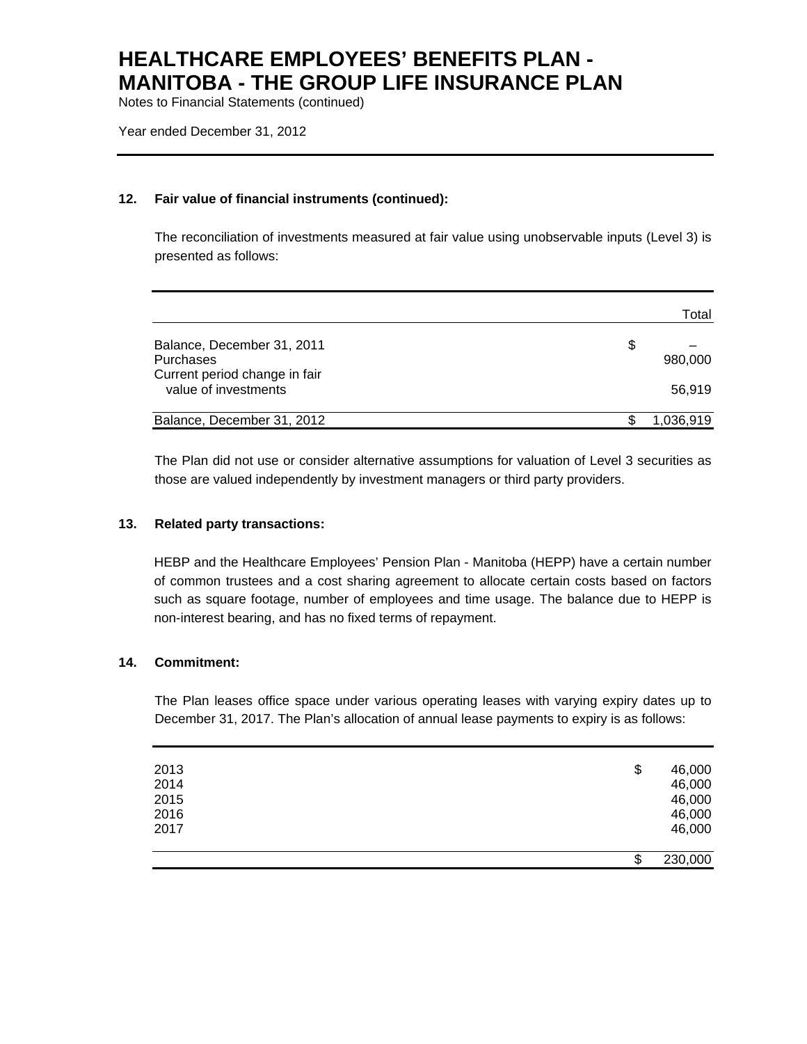# HEALTHCARE EMPLOYEES' BENEFITS PLAN - MANITOBA - THE GROUP LIFE INSURANCE PLAN

Notes to Financial Statements (continued)

Year ended December 31, 2012

**12. Fair value of financial instruments (continued):**

The reconciliation of investments measured at fair value using unobservable inputs (Level 3) is presented as follows:

| | Total |
|---|---|
| Balance, December 31, 2011 | $ – |
| Purchases | 980,000 |
| Current period change in fair value of investments | 56,919 |
| Balance, December 31, 2012 | $ 1,036,919 |

The Plan did not use or consider alternative assumptions for valuation of Level 3 securities as those are valued independently by investment managers or third party providers.

**13. Related party transactions:**

HEBP and the Healthcare Employees' Pension Plan - Manitoba (HEPP) have a certain number of common trustees and a cost sharing agreement to allocate certain costs based on factors such as square footage, number of employees and time usage. The balance due to HEPP is non-interest bearing, and has no fixed terms of repayment.

**14. Commitment:**

The Plan leases office space under various operating leases with varying expiry dates up to December 31, 2017. The Plan's allocation of annual lease payments to expiry is as follows:

| | |
|---|---|
| 2013 | $ 46,000 |
| 2014 | 46,000 |
| 2015 | 46,000 |
| 2016 | 46,000 |
| 2017 | 46,000 |
| | $ 230,000 |